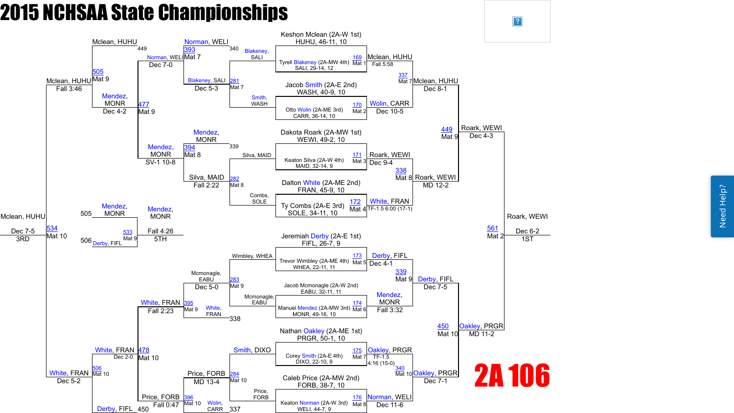# 2015 NCHSAA State Championships

## 2A 106

### Championship Bracket – First Round

| Bout | Mat | Wrestler | Wrestler | Winner | Result |
|---|---|---|---|---|---|
| 169 | Mat 1 | Keshon Mclean (2A-W 1st) HUHU, 46-11, 10 | Tyrell Blakeney (2A-MW 4th) SALI, 29-14, 12 | Mclean, HUHU | Fall 5:58 |
| 170 | Mat 2 | Jacob Smith (2A-E 2nd) WASH, 40-9, 10 | Otto Wolin (2A-ME 3rd) CARR, 36-14, 10 | Wolin, CARR | Dec 10-5 |
| 171 | Mat 3 | Dakota Roark (2A-MW 1st) WEWI, 49-2, 10 | Keaton Silva (2A-W 4th) MAID, 32-14, 9 | Roark, WEWI | Dec 9-4 |
| 172 | Mat 4 | Dalton White (2A-ME 2nd) FRAN, 45-9, 10 | Ty Combs (2A-E 3rd) SOLE, 34-11, 10 | White, FRAN | TF-1.5 6:00 (17-1) |
| 173 | Mat 5 | Jeremiah Derby (2A-E 1st) FIFL, 26-7, 9 | Trevor Wimbley (2A-ME 4th) WHEA, 22-11, 11 | Derby, FIFL | Dec 4-1 |
| 174 | Mat 6 | Jacob Mcmonagle (2A-W 2nd) EABU, 32-11, 11 | Manuel Mendez (2A-MW 3rd) MONR, 49-16, 10 | Mendez, MONR | Fall 3:32 |
| 175 | Mat 7 | Nathan Oakley (2A-ME 1st) PRGR, 50-1, 10 | Corey Smith (2A-E 4th) DIXO, 22-10, 9 | Oakley, PRGR | TF-1.5 4:16 (15-0) |
| 176 | Mat 8 | Caleb Price (2A-MW 2nd) FORB, 38-7, 10 | Keaton Norman (2A-W 3rd) WELI, 44-7, 9 | Norman, WELI | Dec 11-6 |

### Championship Quarterfinals

| Bout | Mat | Winner | Result |
|---|---|---|---|
| 337 | Mat 7 | Mclean, HUHU | Dec 8-1 |
| 338 | Mat 8 | Roark, WEWI | MD 12-2 |
| 339 | Mat 9 | Derby, FIFL | Dec 7-5 |
| 340 | Mat 10 | Oakley, PRGR | Dec 7-1 |

### Championship Semifinals

| Bout | Mat | Winner | Result |
|---|---|---|---|
| 449 | Mat 9 | Roark, WEWI | Dec 4-3 |
| 450 | Mat 10 | Oakley, PRGR | MD 11-2 |

### 1st Place

| Bout | Mat | Winner | Result |
|---|---|---|---|
| 561 | Mat 2 | Roark, WEWI | Dec 6-2 (1ST) |

### Consolation Bracket

| Bout | Mat | Wrestlers | Winner | Result |
|---|---|---|---|---|
| 281 | Mat 7 | Blakeney, SALI vs. Smith, WASH | Blakeney, SALI | Dec 5-3 |
| 282 | Mat 8 | Silva, MAID vs. Combs, SOLE | Silva, MAID | Fall 2:22 |
| 283 | Mat 9 | Wimbley, WHEA vs. Mcmonagle, EABU | Mcmonagle, EABU | Dec 5-0 |
| 284 | Mat 10 | Smith, DIXO vs. Price, FORB | Price, FORB | MD 13-4 |
| 393 | Mat 7 | Norman, WELI (340) vs. Blakeney, SALI | Norman, WELI | Dec 7-0 |
| 394 | Mat 8 | Mendez, MONR (339) vs. Silva, MAID | Mendez, MONR | SV-1 10-8 |
| 395 | Mat 9 | Mcmonagle, EABU vs. White, FRAN (338) | White, FRAN | Fall 2:23 |
| 396 | Mat 10 | Price, FORB vs. Wolin, CARR (337) | Price, FORB | Fall 0:47 |
| 477 | Mat 9 | Norman, WELI vs. Mendez, MONR | Mendez, MONR | Dec 4-2 |
| 478 | Mat 10 | White, FRAN vs. Price, FORB | White, FRAN | Dec 2-0 |
| 505 | Mat 9 | Mclean, HUHU (449) vs. Mendez, MONR | Mclean, HUHU | Fall 3:46 |
| 506 | Mat 10 | White, FRAN vs. Derby, FIFL (450) | White, FRAN | Dec 5-2 |
| 534 | Mat 10 | Mclean, HUHU vs. White, FRAN | Mclean, HUHU | Dec 7-5 (3RD) |
| 533 | Mat 9 | Mendez, MONR (505) vs. Derby, FIFL (506) | Mendez, MONR | Fall 4:26 (5TH) |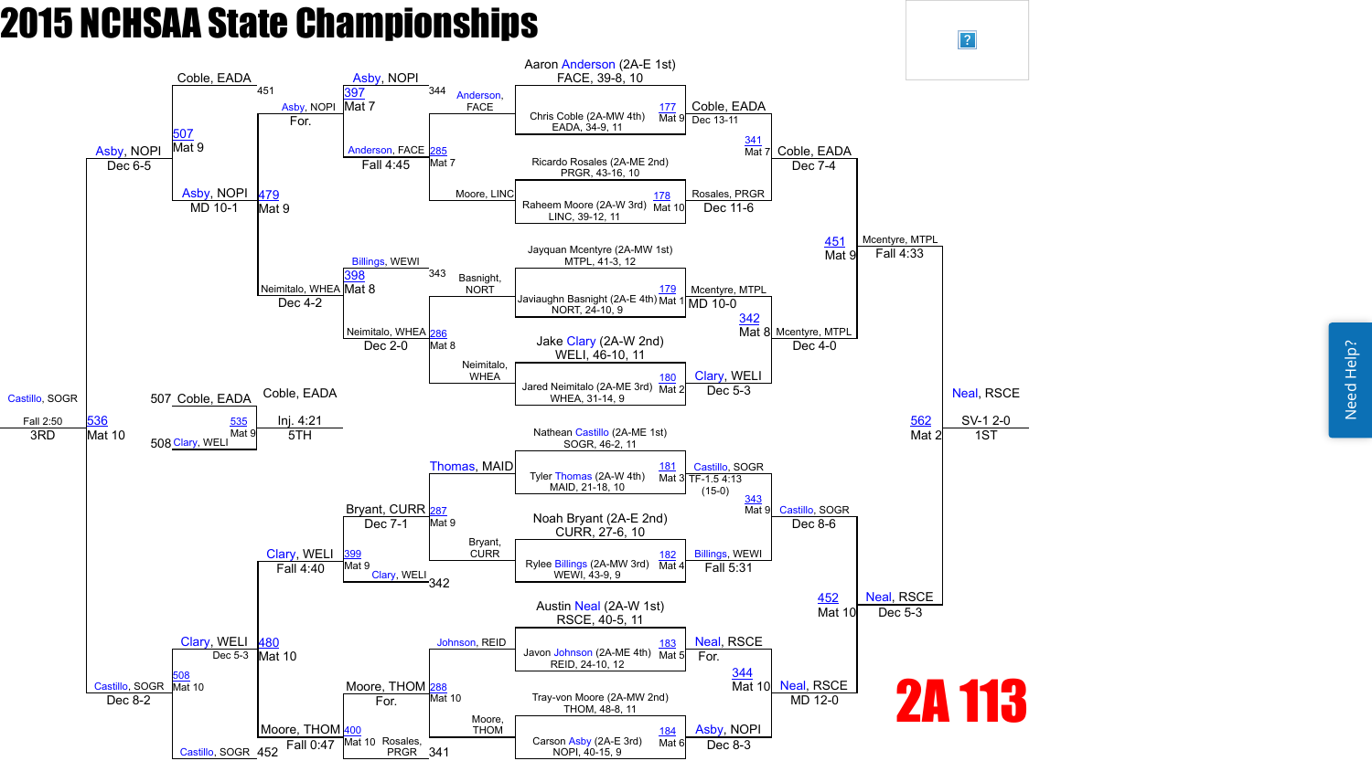# 2015 NCHSAA State Championships

## 2A 113

### Seeds

- Aaron Anderson (2A-E 1st) FACE, 39-8, 10
- Chris Coble (2A-MW 4th) EADA, 34-9, 11
- Ricardo Rosales (2A-ME 2nd) PRGR, 43-16, 10
- Raheem Moore (2A-W 3rd) LINC, 39-12, 11
- Jayquan Mcentyre (2A-MW 1st) MTPL, 41-3, 12
- Javiaughn Basnight (2A-E 4th) NORT, 24-10, 9
- Jake Clary (2A-W 2nd) WELI, 46-10, 11
- Jared Neimitalo (2A-ME 3rd) WHEA, 31-14, 9
- Nathean Castillo (2A-ME 1st) SOGR, 46-2, 11
- Tyler Thomas (2A-W 4th) MAID, 21-18, 10
- Noah Bryant (2A-E 2nd) CURR, 27-6, 10
- Rylee Billings (2A-MW 3rd) WEWI, 43-9, 9
- Austin Neal (2A-W 1st) RSCE, 40-5, 11
- Javon Johnson (2A-ME 4th) REID, 24-10, 12
- Tray-von Moore (2A-MW 2nd) THOM, 48-8, 11
- Carson Asby (2A-E 3rd) NOPI, 40-15, 9

### Championship Bracket

| Bout | Mat | Winner | Loser | Result |
|---|---|---|---|---|
| 177 | Mat 9 | Coble, EADA | Anderson, FACE | Dec 13-11 |
| 178 | Mat 10 | Rosales, PRGR | Moore, LINC | Dec 11-6 |
| 179 | Mat 1 | Mcentyre, MTPL | Basnight, NORT | MD 10-0 |
| 180 | Mat 2 | Clary, WELI | Neimitalo, WHEA | Dec 5-3 |
| 181 | Mat 3 | Castillo, SOGR | Thomas, MAID | TF-1.5 4:13 (15-0) |
| 182 | Mat 4 | Billings, WEWI | Bryant, CURR | Fall 5:31 |
| 183 | Mat 5 | Neal, RSCE | Johnson, REID | For. |
| 184 | Mat 6 | Asby, NOPI | Moore, THOM | Dec 8-3 |
| 341 | Mat 7 | Coble, EADA | Rosales, PRGR | Dec 7-4 |
| 342 | Mat 8 | Mcentyre, MTPL | Clary, WELI | Dec 4-0 |
| 343 | Mat 9 | Castillo, SOGR | Billings, WEWI | Dec 8-6 |
| 344 | Mat 10 | Neal, RSCE | Asby, NOPI | MD 12-0 |
| 451 | Mat 9 | Mcentyre, MTPL | Coble, EADA | Fall 4:33 |
| 452 | Mat 10 | Neal, RSCE | Castillo, SOGR | Dec 5-3 |
| 562 | Mat 2 | Neal, RSCE (1ST) | Mcentyre, MTPL | SV-1 2-0 |

### Consolation Bracket

| Bout | Mat | Winner | Loser | Result |
|---|---|---|---|---|
| 285 | Mat 7 | Anderson, FACE | Moore, LINC | Fall 4:45 |
| 286 | Mat 8 | Neimitalo, WHEA | Basnight, NORT | Dec 2-0 |
| 287 | Mat 9 | Bryant, CURR | Thomas, MAID | Dec 7-1 |
| 288 | Mat 10 | Moore, THOM | Johnson, REID | For. |
| 397 | Mat 7 | Asby, NOPI | Anderson, FACE | For. |
| 398 | Mat 8 | Neimitalo, WHEA | Billings, WEWI | Dec 4-2 |
| 399 | Mat 9 | Clary, WELI | Bryant, CURR | Fall 4:40 |
| 400 | Mat 10 | Moore, THOM | Rosales, PRGR | Fall 0:47 |
| 479 | Mat 9 | Asby, NOPI | Neimitalo, WHEA | MD 10-1 |
| 480 | Mat 10 | Clary, WELI | Moore, THOM | Dec 5-3 |
| 507 | Mat 9 | Asby, NOPI | Coble, EADA | Dec 6-5 |
| 508 | Mat 10 | Castillo, SOGR | Clary, WELI | Dec 8-2 |
| 535 | Mat 9 | Coble, EADA (5TH) | Clary, WELI | Inj. 4:21 |
| 536 | Mat 10 | Castillo, SOGR (3RD) | Asby, NOPI | Fall 2:50 |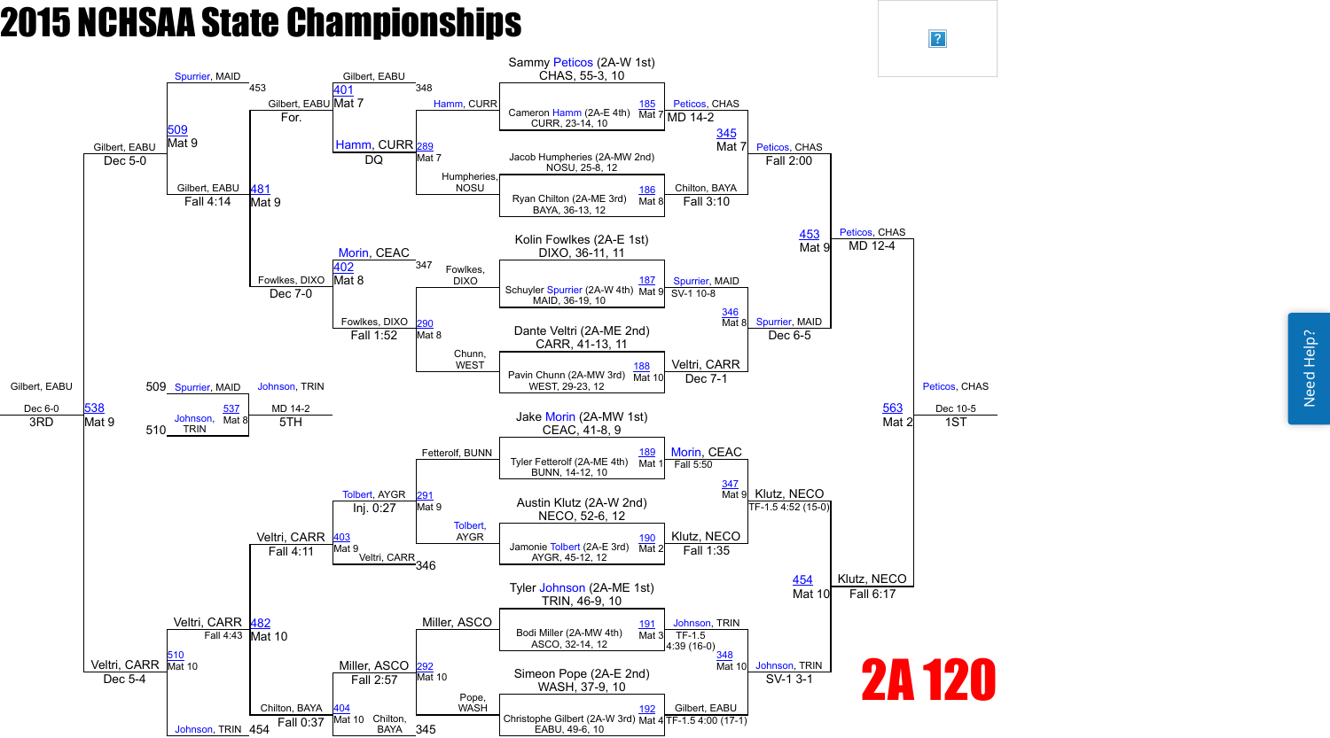# 2015 NCHSAA State Championships

## 2A 120

### Championship Bracket – First Round

| Bout | Wrestler | Wrestler | Winner | Result |
|---|---|---|---|---|
| 185 (Mat 7) | Sammy Peticos (2A-W 1st), CHAS, 55-3, 10 | Cameron Hamm (2A-E 4th), CURR, 23-14, 10 | Peticos, CHAS | MD 14-2 |
| 186 (Mat 8) | Jacob Humpheries (2A-MW 2nd), NOSU, 25-8, 12 | Ryan Chilton (2A-ME 3rd), BAYA, 36-13, 12 | Chilton, BAYA | Fall 3:10 |
| 187 (Mat 9) | Kolin Fowlkes (2A-E 1st), DIXO, 36-11, 11 | Schuyler Spurrier (2A-W 4th), MAID, 36-19, 10 | Spurrier, MAID | SV-1 10-8 |
| 188 (Mat 10) | Dante Veltri (2A-ME 2nd), CARR, 41-13, 11 | Pavin Chunn (2A-MW 3rd), WEST, 29-23, 12 | Veltri, CARR | Dec 7-1 |
| 189 (Mat 1) | Jake Morin (2A-MW 1st), CEAC, 41-8, 9 | Tyler Fetterolf (2A-ME 4th), BUNN, 14-12, 10 | Morin, CEAC | Fall 5:50 |
| 190 (Mat 2) | Austin Klutz (2A-W 2nd), NECO, 52-6, 12 | Jamonie Tolbert (2A-E 3rd), AYGR, 45-12, 12 | Klutz, NECO | Fall 1:35 |
| 191 (Mat 3) | Tyler Johnson (2A-ME 1st), TRIN, 46-9, 10 | Bodi Miller (2A-MW 4th), ASCO, 32-14, 12 | Johnson, TRIN | TF-1.5 4:39 (16-0) |
| 192 (Mat 4) | Simeon Pope (2A-E 2nd), WASH, 37-9, 10 | Christophe Gilbert (2A-W 3rd), EABU, 49-6, 10 | Gilbert, EABU | TF-1.5 4:00 (17-1) |

### Championship Quarterfinals

| Bout | Winner | Result |
|---|---|---|
| 345 (Mat 7) | Peticos, CHAS | Fall 2:00 |
| 346 (Mat 8) | Spurrier, MAID | Dec 6-5 |
| 347 (Mat 9) | Klutz, NECO | TF-1.5 4:52 (15-0) |
| 348 (Mat 10) | Johnson, TRIN | SV-1 3-1 |

### Championship Semifinals

| Bout | Winner | Result |
|---|---|---|
| 453 (Mat 9) | Peticos, CHAS | MD 12-4 |
| 454 (Mat 10) | Klutz, NECO | Fall 6:17 |

### Championship Final

| Bout | Winner | Result | Place |
|---|---|---|---|
| 563 (Mat 2) | Peticos, CHAS | Dec 10-5 | 1ST |

### Consolation Bracket

| Bout | Wrestlers | Winner | Result |
|---|---|---|---|
| 289 (Mat 7) | Hamm, CURR vs Humpheries, NOSU | Hamm, CURR | DQ |
| 290 (Mat 8) | Fowlkes, DIXO vs Chunn, WEST | Fowlkes, DIXO | Fall 1:52 |
| 291 (Mat 9) | Fetterolf, BUNN vs Tolbert, AYGR | Tolbert, AYGR | Inj. 0:27 |
| 292 (Mat 10) | Miller, ASCO vs Pope, WASH | Miller, ASCO | Fall 2:57 |
| 401 (Mat 7) | Gilbert, EABU vs Hamm, CURR | Gilbert, EABU | For. |
| 402 (Mat 8) | Morin, CEAC vs Fowlkes, DIXO | Fowlkes, DIXO | Dec 7-0 |
| 403 (Mat 9) | Tolbert, AYGR vs Veltri, CARR | Veltri, CARR | Fall 4:11 |
| 404 (Mat 10) | Miller, ASCO vs Chilton, BAYA | Chilton, BAYA | Fall 0:37 |
| 481 (Mat 9) | Gilbert, EABU vs Fowlkes, DIXO | Gilbert, EABU | Fall 4:14 |
| 482 (Mat 10) | Veltri, CARR vs Chilton, BAYA | Veltri, CARR | Fall 4:43 |
| 509 (Mat 9) | Spurrier, MAID vs Gilbert, EABU | Gilbert, EABU | Dec 5-0 |
| 510 (Mat 10) | Veltri, CARR vs Johnson, TRIN | Veltri, CARR | Dec 5-4 |

### Placement Matches

| Bout | Wrestlers | Winner | Result | Place |
|---|---|---|---|---|
| 537 (Mat 8) | Spurrier, MAID vs Johnson, TRIN | Johnson, TRIN | MD 14-2 | 5TH |
| 538 (Mat 9) | Gilbert, EABU vs Veltri, CARR | Gilbert, EABU | Dec 6-0 | 3RD |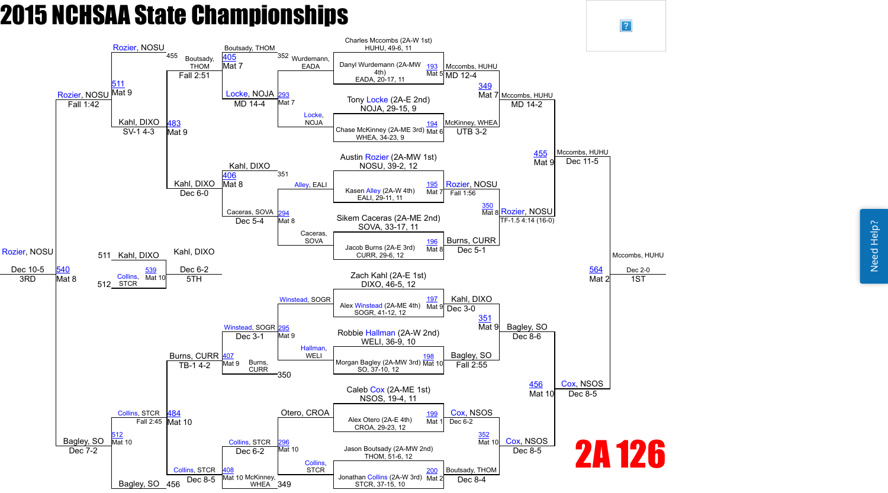# 2015 NCHSAA State Championships

## 2A 126

### Championship Bracket – First Round

| Match | Mat | Wrestler 1 | Wrestler 2 | Winner | Result |
|---|---|---|---|---|---|
| 193 | Mat 5 | Charles Mccombs (2A-W 1st), HUHU, 49-6, 11 | Danyl Wurdemann (2A-MW 4th), EADA, 20-17, 11 | Mccombs, HUHU | MD 12-4 |
| 194 | Mat 6 | Tony Locke (2A-E 2nd), NOJA, 29-15, 9 | Chase McKinney (2A-ME 3rd), WHEA, 34-23, 9 | McKinney, WHEA | UTB 3-2 |
| 195 | Mat 7 | Austin Rozier (2A-MW 1st), NOSU, 39-2, 12 | Kasen Alley (2A-W 4th), EALI, 29-11, 11 | Rozier, NOSU | Fall 1:56 |
| 196 | Mat 8 | Sikem Caceras (2A-ME 2nd), SOVA, 33-17, 11 | Jacob Burns (2A-E 3rd), CURR, 29-6, 12 | Burns, CURR | Dec 5-1 |
| 197 | Mat 9 | Zach Kahl (2A-E 1st), DIXO, 46-5, 12 | Alex Winstead (2A-ME 4th), SOGR, 41-12, 12 | Kahl, DIXO | Dec 3-0 |
| 198 | Mat 10 | Robbie Hallman (2A-W 2nd), WELI, 36-9, 10 | Morgan Bagley (2A-MW 3rd), SO, 37-10, 12 | Bagley, SO | Fall 2:55 |
| 199 | Mat 1 | Caleb Cox (2A-ME 1st), NSOS, 19-4, 11 | Alex Otero (2A-E 4th), CROA, 29-23, 12 | Cox, NSOS | Dec 6-2 |
| 200 | Mat 2 | Jason Boutsady (2A-MW 2nd), THOM, 51-6, 12 | Jonathan Collins (2A-W 3rd), STCR, 37-15, 10 | Boutsady, THOM | Dec 8-4 |

### Championship Bracket – Quarterfinals

| Match | Mat | Winner | Result |
|---|---|---|---|
| 349 | Mat 7 | Mccombs, HUHU | MD 14-2 |
| 350 | Mat 8 | Rozier, NOSU | TF-1.5 4:14 (16-0) |
| 351 | Mat 9 | Bagley, SO | Dec 8-6 |
| 352 | Mat 10 | Cox, NSOS | Dec 8-5 |

### Championship Bracket – Semifinals

| Match | Mat | Winner | Result |
|---|---|---|---|
| 455 | Mat 9 | Mccombs, HUHU | Dec 11-5 |
| 456 | Mat 10 | Cox, NSOS | Dec 8-5 |

### Championship Final

| Match | Mat | Winner | Result | Place |
|---|---|---|---|---|
| 564 | Mat 2 | Mccombs, HUHU | Dec 2-0 | 1ST |

### Consolation Bracket – First Round

| Match | Mat | Wrestler 1 | Wrestler 2 | Winner | Result |
|---|---|---|---|---|---|
| 293 | Mat 7 | Wurdemann, EADA | Locke, NOJA | Locke, NOJA | MD 14-4 |
| 294 | Mat 8 | Alley, EALI | Caceras, SOVA | Caceras, SOVA | Dec 5-4 |
| 295 | Mat 9 | Winstead, SOGR | Hallman, WELI | Winstead, SOGR | Dec 3-1 |
| 296 | Mat 10 | Otero, CROA | Collins, STCR | Collins, STCR | Dec 6-2 |

### Consolation Bracket – Second Round

| Match | Mat | Wrestler 1 | Wrestler 2 | Winner | Result |
|---|---|---|---|---|---|
| 405 | Mat 7 | Boutsady, THOM (352) | Locke, NOJA | Boutsady, THOM | Fall 2:51 |
| 406 | Mat 8 | Kahl, DIXO (351) | Caceras, SOVA | Kahl, DIXO | Dec 6-0 |
| 407 | Mat 9 | Winstead, SOGR | Burns, CURR (350) | Burns, CURR | TB-1 4-2 |
| 408 | Mat 10 | Collins, STCR | McKinney, WHEA (349) | Collins, STCR | Dec 8-5 |

### Consolation Bracket – Quarterfinals

| Match | Mat | Wrestler 1 | Wrestler 2 | Winner | Result |
|---|---|---|---|---|---|
| 483 | Mat 9 | Boutsady, THOM | Kahl, DIXO | Kahl, DIXO | SV-1 4-3 |
| 484 | Mat 10 | Burns, CURR | Collins, STCR | Collins, STCR | Fall 2:45 |

### Consolation Bracket – Semifinals

| Match | Mat | Wrestler 1 | Wrestler 2 | Winner | Result |
|---|---|---|---|---|---|
| 511 | Mat 9 | Rozier, NOSU (455) | Kahl, DIXO | Rozier, NOSU | Fall 1:42 |
| 512 | Mat 10 | Collins, STCR | Bagley, SO (456) | Bagley, SO | Dec 7-2 |

### Placement Matches

| Match | Mat | Wrestler 1 | Wrestler 2 | Winner | Result | Place |
|---|---|---|---|---|---|---|
| 540 | Mat 8 | Rozier, NOSU | Bagley, SO | Rozier, NOSU | Dec 10-5 | 3RD |
| 539 | Mat 10 | Kahl, DIXO (511) | Collins, STCR (512) | Kahl, DIXO | Dec 6-2 | 5TH |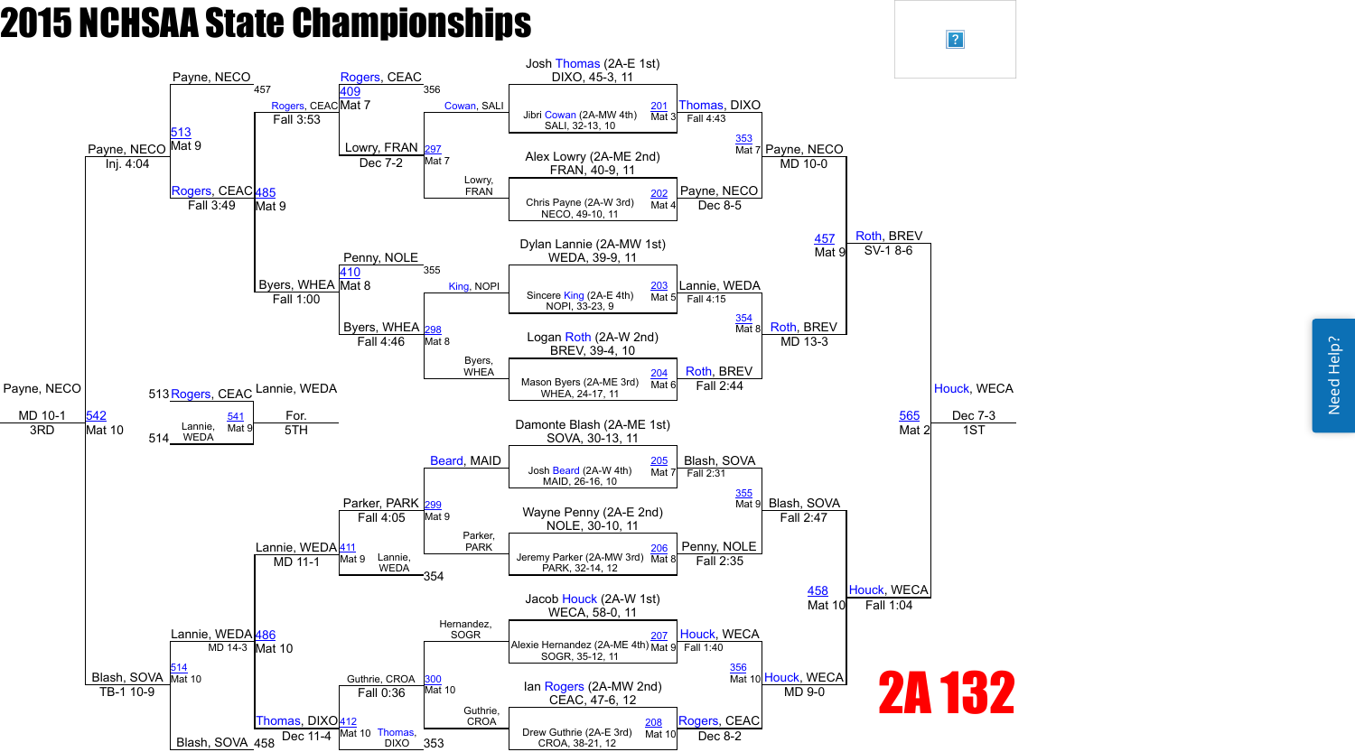# 2015 NCHSAA State Championships

## 2A 132

### Championship Bracket

**First Round**

| Bout | Mat | Wrestler 1 | Wrestler 2 | Winner | Result |
|---|---|---|---|---|---|
| 201 | Mat 3 | Josh Thomas (2A-E 1st) DIXO, 45-3, 11 | Jibri Cowan (2A-MW 4th) SALI, 32-13, 10 | Thomas, DIXO | Fall 4:43 |
| 202 | Mat 4 | Alex Lowry (2A-ME 2nd) FRAN, 40-9, 11 | Chris Payne (2A-W 3rd) NECO, 49-10, 11 | Payne, NECO | Dec 8-5 |
| 203 | Mat 5 | Dylan Lannie (2A-MW 1st) WEDA, 39-9, 11 | Sincere King (2A-E 4th) NOPI, 33-23, 9 | Lannie, WEDA | Fall 4:15 |
| 204 | Mat 6 | Logan Roth (2A-W 2nd) BREV, 39-4, 10 | Mason Byers (2A-ME 3rd) WHEA, 24-17, 11 | Roth, BREV | Fall 2:44 |
| 205 | Mat 7 | Damonte Blash (2A-ME 1st) SOVA, 30-13, 11 | Josh Beard (2A-W 4th) MAID, 26-16, 10 | Blash, SOVA | Fall 2:31 |
| 206 | Mat 8 | Wayne Penny (2A-E 2nd) NOLE, 30-10, 11 | Jeremy Parker (2A-MW 3rd) PARK, 32-14, 12 | Penny, NOLE | Fall 2:35 |
| 207 | Mat 9 | Jacob Houck (2A-W 1st) WECA, 58-0, 11 | Alexie Hernandez (2A-ME 4th) SOGR, 35-12, 11 | Houck, WECA | Fall 1:40 |
| 208 | Mat 10 | Ian Rogers (2A-MW 2nd) CEAC, 47-6, 12 | Drew Guthrie (2A-E 3rd) CROA, 38-21, 12 | Rogers, CEAC | Dec 8-2 |

**Quarterfinals**

| Bout | Mat | Winner | Result |
|---|---|---|---|
| 353 | Mat 7 | Payne, NECO | MD 10-0 |
| 354 | Mat 8 | Roth, BREV | MD 13-3 |
| 355 | Mat 9 | Blash, SOVA | Fall 2:47 |
| 356 | Mat 10 | Houck, WECA | MD 9-0 |

**Semifinals**

| Bout | Mat | Winner | Result |
|---|---|---|---|
| 457 | Mat 9 | Roth, BREV | SV-1 8-6 |
| 458 | Mat 10 | Houck, WECA | Fall 1:04 |

**Final**

| Bout | Mat | Winner | Result | Place |
|---|---|---|---|---|
| 565 | Mat 2 | Houck, WECA | Dec 7-3 | 1ST |

### Consolation Bracket

| Bout | Mat | Wrestlers | Winner | Result |
|---|---|---|---|---|
| 297 | Mat 7 | Cowan, SALI vs Lowry, FRAN | Lowry, FRAN | Dec 7-2 |
| 298 | Mat 8 | King, NOPI vs Byers, WHEA | Byers, WHEA | Fall 4:46 |
| 299 | Mat 9 | Beard, MAID vs Parker, PARK | Parker, PARK | Fall 4:05 |
| 300 | Mat 10 | Hernandez, SOGR vs Guthrie, CROA | Guthrie, CROA | Fall 0:36 |
| 409 | Mat 7 | Rogers, CEAC vs Lowry, FRAN (L 356) | Rogers, CEAC | Fall 3:53 |
| 410 | Mat 8 | Penny, NOLE (L 355) vs Byers, WHEA | Byers, WHEA | Fall 1:00 |
| 411 | Mat 9 | Parker, PARK vs Lannie, WEDA (L 354) | Lannie, WEDA | MD 11-1 |
| 412 | Mat 10 | Guthrie, CROA vs Thomas, DIXO (L 353) | Thomas, DIXO | Dec 11-4 |
| 485 | Mat 9 | Rogers, CEAC vs Byers, WHEA | Rogers, CEAC | Fall 3:49 |
| 486 | Mat 10 | Lannie, WEDA vs Thomas, DIXO | Lannie, WEDA | MD 14-3 |
| 513 | Mat 9 | Payne, NECO (L 457) vs Rogers, CEAC | Payne, NECO | Inj. 4:04 |
| 514 | Mat 10 | Lannie, WEDA vs Blash, SOVA (L 458) | Blash, SOVA | TB-1 10-9 |
| 542 | Mat 10 | Payne, NECO vs Blash, SOVA | Payne, NECO | MD 10-1 — 3RD |
| 541 | Mat 9 | Rogers, CEAC (L 513) vs Lannie, WEDA (L 514) | Lannie, WEDA | For. — 5TH |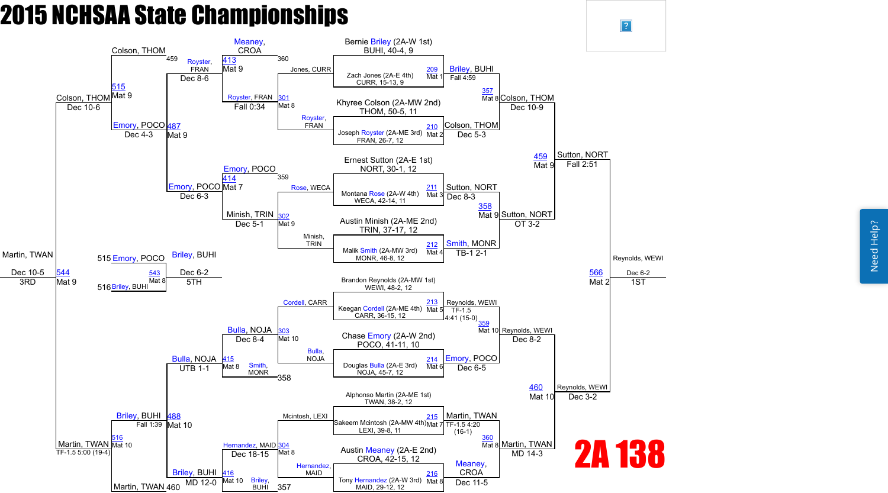# 2015 NCHSAA State Championships

## 2A 138

### Championship Bracket

**First Round**

- Bout 209 (Mat 1): Bernie Briley (2A-W 1st), BUHI, 40-4, 9 vs. Zach Jones (2A-E 4th), CURR, 15-13, 9 — Briley, BUHI, Fall 4:59
- Bout 210 (Mat 2): Khyree Colson (2A-MW 2nd), THOM, 50-5, 11 vs. Joseph Royster (2A-ME 3rd), FRAN, 26-7, 12 — Colson, THOM, Dec 5-3
- Bout 211 (Mat 3): Ernest Sutton (2A-E 1st), NORT, 30-1, 12 vs. Montana Rose (2A-W 4th), WECA, 42-14, 11 — Sutton, NORT, Dec 8-3
- Bout 212 (Mat 4): Austin Minish (2A-ME 2nd), TRIN, 37-17, 12 vs. Malik Smith (2A-MW 3rd), MONR, 46-8, 12 — Smith, MONR, TB-1 2-1
- Bout 213 (Mat 5): Brandon Reynolds (2A-MW 1st), WEWI, 48-2, 12 vs. Keegan Cordell (2A-ME 4th), CARR, 36-15, 12 — Reynolds, WEWI, TF-1.5 4:41 (15-0)
- Bout 214 (Mat 6): Chase Emory (2A-W 2nd), POCO, 41-11, 10 vs. Douglas Bulla (2A-E 3rd), NOJA, 45-7, 12 — Emory, POCO, Dec 6-5
- Bout 215 (Mat 7): Alphonso Martin (2A-ME 1st), TWAN, 38-2, 12 vs. Sakeem Mcintosh (2A-MW 4th), LEXI, 39-8, 11 — Martin, TWAN, TF-1.5 4:20 (16-1)
- Bout 216 (Mat 8): Austin Meaney (2A-E 2nd), CROA, 42-15, 12 vs. Tony Hernandez (2A-W 3rd), MAID, 29-12, 12 — Meaney, CROA, Dec 11-5

**Quarterfinals**

- Bout 357 (Mat 8): Briley, BUHI vs. Colson, THOM — Colson, THOM, Dec 10-9
- Bout 358 (Mat 9): Sutton, NORT vs. Smith, MONR — Sutton, NORT, OT 3-2
- Bout 359 (Mat 10): Reynolds, WEWI vs. Emory, POCO — Reynolds, WEWI, Dec 8-2
- Bout 360 (Mat 8): Martin, TWAN vs. Meaney, CROA — Martin, TWAN, MD 14-3

**Semifinals**

- Bout 459 (Mat 9): Colson, THOM vs. Sutton, NORT — Sutton, NORT, Fall 2:51
- Bout 460 (Mat 10): Reynolds, WEWI vs. Martin, TWAN — Reynolds, WEWI, Dec 3-2

**Final**

- Bout 566 (Mat 2): Sutton, NORT vs. Reynolds, WEWI — Reynolds, WEWI, Dec 6-2 — **1ST**

### Consolation Bracket

**Consolation Round 1**

- Bout 301 (Mat 8): Jones, CURR vs. Royster, FRAN — Royster, FRAN
- Bout 302 (Mat 9): Rose, WECA vs. Minish, TRIN — Minish, TRIN
- Bout 303 (Mat 10): Cordell, CARR vs. Bulla, NOJA — Bulla, NOJA
- Bout 304 (Mat 8): Mcintosh, LEXI vs. Hernandez, MAID — Hernandez, MAID

**Consolation Round 2**

- Bout 413 (Mat 9): Meaney, CROA (L 360) vs. Royster, FRAN — Royster, FRAN, Fall 0:34
- Bout 414 (Mat 7): Emory, POCO (L 359) vs. Minish, TRIN — Minish, TRIN, Dec 5-1
- Bout 415 (Mat 8): Bulla, NOJA vs. Smith, MONR (L 358) — Bulla, NOJA, Dec 8-4
- Bout 416 (Mat 10): Hernandez, MAID vs. Briley, BUHI (L 357) — Briley, BUHI, Dec 18-15

**Consolation Quarterfinals**

- Bout 487 (Mat 9): Royster, FRAN vs. Minish, TRIN — Emory, POCO, Dec 6-3
- Bout 488 (Mat 10): Bulla, NOJA vs. Briley, BUHI — Bulla, NOJA, UTB 1-1; Briley, BUHI, MD 12-0

**Consolation Semifinals**

- Bout 515 (Mat 9): Colson, THOM (L 459) vs. Emory, POCO — Emory, POCO, Dec 4-3
- Bout 516 (Mat 10): Briley, BUHI vs. Martin, TWAN (L 460) — Briley, BUHI, Fall 1:39

**3rd Place**

- Bout 544 (Mat 9): Colson, THOM (Dec 10-6) vs. Martin, TWAN (TF-1.5 5:00 (19-4)) — Martin, TWAN, Dec 10-5 — **3RD**

**5th Place**

- Bout 543 (Mat 8): Emory, POCO (L 515) vs. Briley, BUHI (L 516) — Briley, BUHI, Dec 6-2 — **5TH**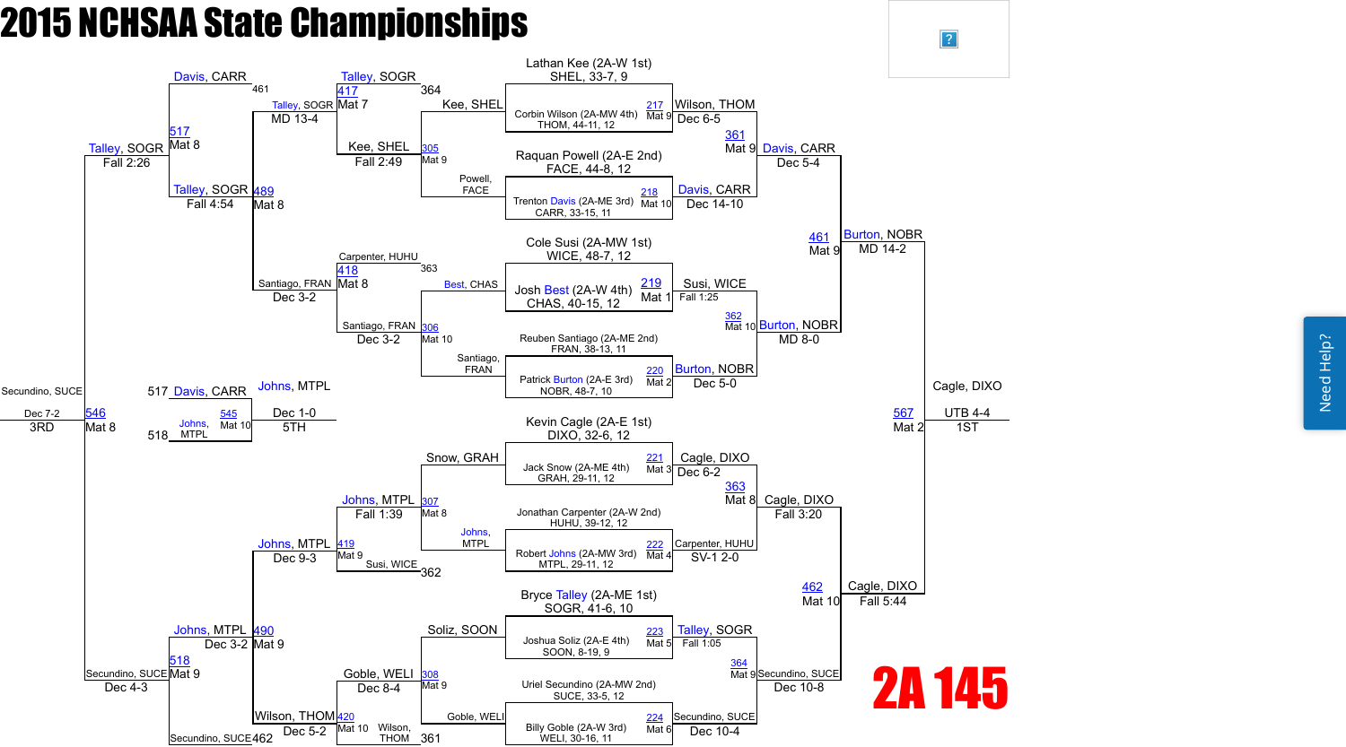# 2015 NCHSAA State Championships

## 2A 145

### Championship Bracket

**First Round**

| Bout | Wrestler 1 | Wrestler 2 | Mat | Winner | Result |
|---|---|---|---|---|---|
| 217 | Lathan Kee (2A-W 1st) SHEL, 33-7, 9 | Corbin Wilson (2A-MW 4th) THOM, 44-11, 12 | Mat 9 | Wilson, THOM | Dec 6-5 |
| 218 | Raquan Powell (2A-E 2nd) FACE, 44-8, 12 | Trenton Davis (2A-ME 3rd) CARR, 33-15, 11 | Mat 10 | Davis, CARR | Dec 14-10 |
| 219 | Cole Susi (2A-MW 1st) WICE, 48-7, 12 | Josh Best (2A-W 4th) CHAS, 40-15, 12 | Mat 1 | Susi, WICE | Fall 1:25 |
| 220 | Reuben Santiago (2A-ME 2nd) FRAN, 38-13, 11 | Patrick Burton (2A-E 3rd) NOBR, 48-7, 10 | Mat 2 | Burton, NOBR | Dec 5-0 |
| 221 | Kevin Cagle (2A-E 1st) DIXO, 32-6, 12 | Jack Snow (2A-ME 4th) GRAH, 29-11, 12 | Mat 3 | Cagle, DIXO | Dec 6-2 |
| 222 | Jonathan Carpenter (2A-W 2nd) HUHU, 39-12, 12 | Robert Johns (2A-MW 3rd) MTPL, 29-11, 12 | Mat 4 | Carpenter, HUHU | SV-1 2-0 |
| 223 | Bryce Talley (2A-ME 1st) SOGR, 41-6, 10 | Joshua Soliz (2A-E 4th) SOON, 8-19, 9 | Mat 5 | Talley, SOGR | Fall 1:05 |
| 224 | Uriel Secundino (2A-MW 2nd) SUCE, 33-5, 12 | Billy Goble (2A-W 3rd) WELI, 30-16, 11 | Mat 6 | Secundino, SUCE | Dec 10-4 |

**Quarterfinals**

| Bout | Wrestler 1 | Wrestler 2 | Mat | Winner | Result |
|---|---|---|---|---|---|
| 361 | Wilson, THOM | Davis, CARR | Mat 9 | Davis, CARR | Dec 5-4 |
| 362 | Susi, WICE | Burton, NOBR | Mat 10 | Burton, NOBR | MD 8-0 |
| 363 | Cagle, DIXO | Carpenter, HUHU | Mat 8 | Cagle, DIXO | Fall 3:20 |
| 364 | Talley, SOGR | Secundino, SUCE | Mat 9 | Secundino, SUCE | Dec 10-8 |

**Semifinals**

| Bout | Wrestler 1 | Wrestler 2 | Mat | Winner | Result |
|---|---|---|---|---|---|
| 461 | Davis, CARR | Burton, NOBR | Mat 9 | Burton, NOBR | MD 14-2 |
| 462 | Cagle, DIXO | Secundino, SUCE | Mat 10 | Cagle, DIXO | Fall 5:44 |

**Final**

| Bout | Wrestler 1 | Wrestler 2 | Mat | Winner | Result |
|---|---|---|---|---|---|
| 567 | Burton, NOBR | Cagle, DIXO | Mat 2 | Cagle, DIXO (1ST) | UTB 4-4 |

### Consolation Bracket

| Bout | Wrestler 1 | Wrestler 2 | Mat | Winner | Result |
|---|---|---|---|---|---|
| 305 | Kee, SHEL | Powell, FACE | Mat 9 | Kee, SHEL | Fall 2:49 |
| 306 | Best, CHAS | Santiago, FRAN | Mat 10 | Santiago, FRAN | Dec 3-2 |
| 307 | Snow, GRAH | Johns, MTPL | Mat 8 | Johns, MTPL | Fall 1:39 |
| 308 | Soliz, SOON | Goble, WELI | Mat 9 | Goble, WELI | Dec 8-4 |
| 417 | Talley, SOGR (364) | Kee, SHEL | Mat 7 | Talley, SOGR | MD 13-4 |
| 418 | Carpenter, HUHU (363) | Santiago, FRAN | Mat 8 | Santiago, FRAN | Dec 3-2 |
| 419 | Johns, MTPL | Susi, WICE (362) | Mat 9 | Johns, MTPL | Dec 9-3 |
| 420 | Goble, WELI | Wilson, THOM (361) | Mat 10 | Wilson, THOM | Dec 5-2 |
| 489 | Talley, SOGR | Santiago, FRAN | Mat 8 | Talley, SOGR | Fall 4:54 |
| 490 | Johns, MTPL | Wilson, THOM | Mat 9 | Johns, MTPL | Dec 3-2 |
| 517 | Davis, CARR (461) | Talley, SOGR | Mat 8 | Talley, SOGR | Fall 2:26 |
| 518 | Johns, MTPL | Secundino, SUCE (462) | Mat 9 | Secundino, SUCE | Dec 4-3 |
| 545 | Davis, CARR (517) | Johns, MTPL (518) | Mat 10 | Johns, MTPL (5TH) | Dec 1-0 |
| 546 | Talley, SOGR | Secundino, SUCE | Mat 8 | Secundino, SUCE (3RD) | Dec 7-2 |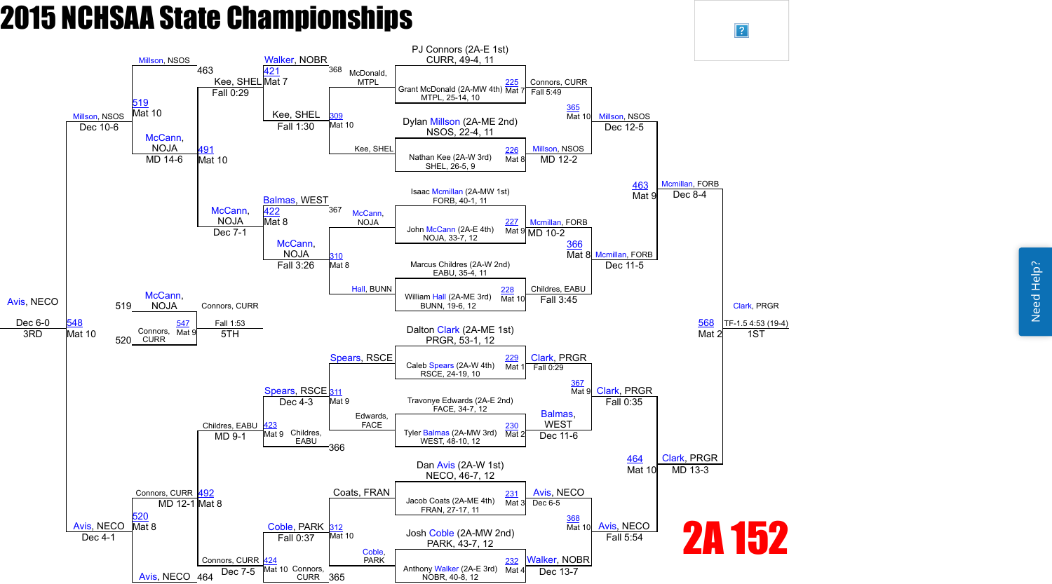# 2015 NCHSAA State Championships

## 2A 152

### Championship Bracket – First Round

| Bout | Wrestler | Opponent | Mat |
|---|---|---|---|
| 225 | PJ Connors (2A-E 1st) CURR, 49-4, 11 | Grant McDonald (2A-MW 4th) MTPL, 25-14, 10 | Mat 7 |
| 226 | Dylan Millson (2A-ME 2nd) NSOS, 22-4, 11 | Nathan Kee (2A-W 3rd) SHEL, 26-5, 9 | Mat 8 |
| 227 | Isaac Mcmillan (2A-MW 1st) FORB, 40-1, 11 | John McCann (2A-E 4th) NOJA, 33-7, 12 | Mat 9 |
| 228 | Marcus Childres (2A-W 2nd) EABU, 35-4, 11 | William Hall (2A-ME 3rd) BUNN, 19-6, 12 | Mat 10 |
| 229 | Dalton Clark (2A-ME 1st) PRGR, 53-1, 12 | Caleb Spears (2A-W 4th) RSCE, 24-19, 10 | Mat 1 |
| 230 | Travonye Edwards (2A-E 2nd) FACE, 34-7, 12 | Tyler Balmas (2A-MW 3rd) WEST, 48-10, 12 | Mat 2 |
| 231 | Dan Avis (2A-W 1st) NECO, 46-7, 12 | Jacob Coats (2A-ME 4th) FRAN, 27-17, 11 | Mat 3 |
| 232 | Josh Coble (2A-MW 2nd) PARK, 43-7, 12 | Anthony Walker (2A-E 3rd) NOBR, 40-8, 12 | Mat 4 |

### Championship Bracket Results

| Bout | Winner | Result |
|---|---|---|
| 225 | Connors, CURR | Fall 5:49 |
| 226 | Millson, NSOS | MD 12-2 |
| 227 | Mcmillan, FORB | MD 10-2 |
| 228 | Childres, EABU | Fall 3:45 |
| 229 | Clark, PRGR | Fall 0:29 |
| 230 | Balmas, WEST | Dec 11-6 |
| 231 | Avis, NECO | Dec 6-5 |
| 232 | Walker, NOBR | Dec 13-7 |
| 365 (Mat 10) | Millson, NSOS | Dec 12-5 |
| 366 (Mat 8) | Mcmillan, FORB | Dec 11-5 |
| 367 (Mat 9) | Clark, PRGR | Fall 0:35 |
| 368 (Mat 10) | Avis, NECO | Fall 5:54 |
| 463 (Mat 9) | Mcmillan, FORB | Dec 8-4 |
| 464 (Mat 10) | Clark, PRGR | MD 13-3 |
| 568 (Mat 2) | Clark, PRGR | TF-1.5 4:53 (19-4) — **1ST** |

### Consolation Bracket Results

| Bout | Losers Entering | Winner | Result |
|---|---|---|---|
| 309 (Mat 10) | McDonald, MTPL vs Kee, SHEL | Kee, SHEL | Fall 1:30 |
| 310 (Mat 8) | McCann, NOJA vs Hall, BUNN | McCann, NOJA | Fall 3:26 |
| 311 (Mat 9) | Spears, RSCE vs Edwards, FACE | Spears, RSCE | Dec 4-3 |
| 312 (Mat 10) | Coats, FRAN vs Coble, PARK | Coble, PARK | Fall 0:37 |
| 421 (Mat 7) | Walker, NOBR (368) vs Kee, SHEL | Kee, SHEL | Fall 0:29 |
| 422 (Mat 8) | Balmas, WEST (367) vs McCann, NOJA | McCann, NOJA | Dec 7-1 |
| 423 (Mat 9) | Spears, RSCE vs Childres, EABU (366) | Childres, EABU | MD 9-1 |
| 424 (Mat 10) | Coble, PARK vs Connors, CURR (365) | Connors, CURR | Dec 7-5 |
| 491 (Mat 10) | Kee, SHEL vs McCann, NOJA | McCann, NOJA | MD 14-6 |
| 492 (Mat 8) | Childres, EABU vs Connors, CURR | Connors, CURR | MD 12-1 |
| 519 (Mat 10) | Millson, NSOS (463) vs McCann, NOJA | Millson, NSOS | Dec 10-6 |
| 520 (Mat 8) | Connors, CURR vs Avis, NECO (464) | Avis, NECO | Dec 4-1 |
| 547 (Mat 9) | McCann, NOJA (519) vs Connors, CURR (520) | Connors, CURR | Fall 1:53 — **5TH** |
| 548 (Mat 10) | Millson, NSOS vs Avis, NECO | Avis, NECO | Dec 6-0 — **3RD** |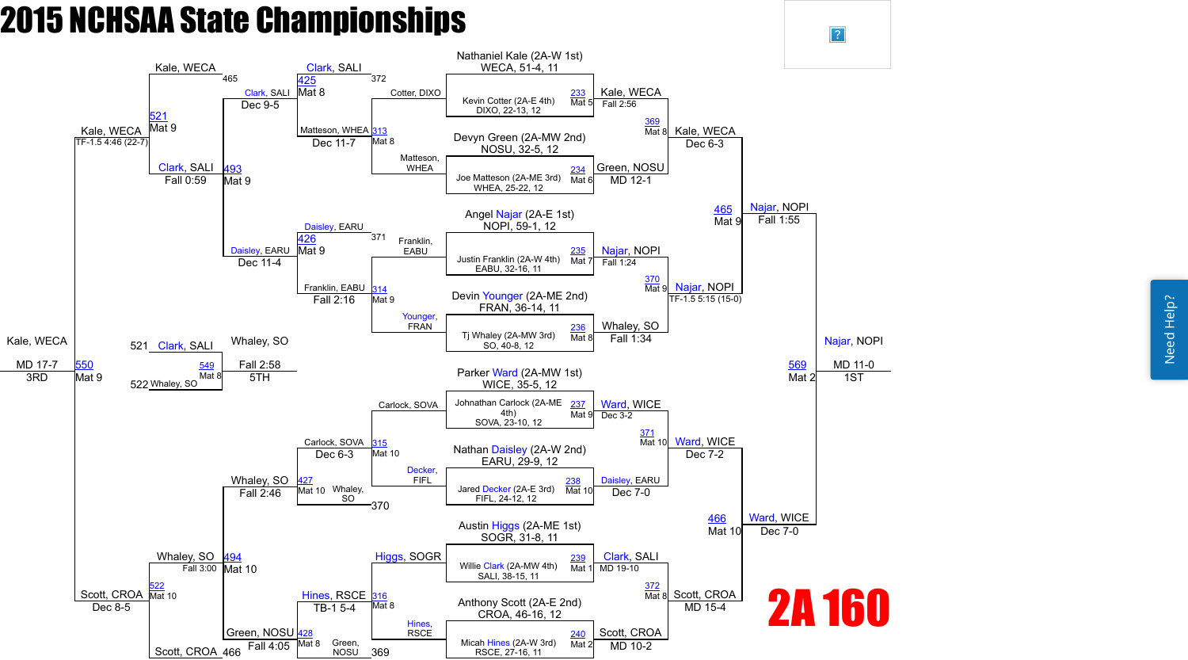# 2015 NCHSAA State Championships

## 2A 160

### Championship Bracket

**First Round**

| Match | Wrestler 1 | Wrestler 2 | Winner | Result |
|---|---|---|---|---|
| 233 (Mat 5) | Nathaniel Kale (2A-W 1st), WECA, 51-4, 11 | Kevin Cotter (2A-E 4th), DIXO, 22-13, 12 | Kale, WECA | Fall 2:56 |
| 234 (Mat 6) | Devyn Green (2A-MW 2nd), NOSU, 32-5, 12 | Joe Matteson (2A-ME 3rd), WHEA, 25-22, 12 | Green, NOSU | MD 12-1 |
| 235 (Mat 7) | Angel Najar (2A-E 1st), NOPI, 59-1, 12 | Justin Franklin (2A-W 4th), EABU, 32-16, 11 | Najar, NOPI | Fall 1:24 |
| 236 (Mat 8) | Devin Younger (2A-ME 2nd), FRAN, 36-14, 11 | Tj Whaley (2A-MW 3rd), SO, 40-8, 12 | Whaley, SO | Fall 1:34 |
| 237 (Mat 9) | Parker Ward (2A-MW 1st), WICE, 35-5, 12 | Johnathan Carlock (2A-ME 4th), SOVA, 23-10, 12 | Ward, WICE | Dec 3-2 |
| 238 (Mat 10) | Nathan Daisley (2A-W 2nd), EARU, 29-9, 12 | Jared Decker (2A-E 3rd), FIFL, 24-12, 12 | Daisley, EARU | Dec 7-0 |
| 239 (Mat 1) | Austin Higgs (2A-ME 1st), SOGR, 31-8, 11 | Willie Clark (2A-MW 4th), SALI, 38-15, 11 | Clark, SALI | MD 19-10 |
| 240 (Mat 2) | Anthony Scott (2A-E 2nd), CROA, 46-16, 12 | Micah Hines (2A-W 3rd), RSCE, 27-16, 11 | Scott, CROA | MD 10-2 |

**Quarterfinals**

| Match | Winner | Result |
|---|---|---|
| 369 (Mat 8) | Kale, WECA | Dec 6-3 |
| 370 (Mat 9) | Najar, NOPI | TF-1.5 5:15 (15-0) |
| 371 (Mat 10) | Ward, WICE | Dec 7-2 |
| 372 (Mat 8) | Scott, CROA | MD 15-4 |

**Semifinals**

| Match | Winner | Result |
|---|---|---|
| 465 (Mat 9) | Najar, NOPI | Fall 1:55 |
| 466 (Mat 10) | Ward, WICE | Dec 7-0 |

**Final**

| Match | Winner | Result | Place |
|---|---|---|---|
| 569 (Mat 2) | Najar, NOPI | MD 11-0 | 1ST |

### Consolation Bracket

**Consolation First Round**

| Match | Wrestlers | Winner | Result |
|---|---|---|---|
| 313 (Mat 8) | Cotter, DIXO vs Matteson, WHEA | Matteson, WHEA | Dec 11-7 |
| 314 (Mat 9) | Franklin, EABU vs Younger, FRAN | Franklin, EABU | Fall 2:16 |
| 315 (Mat 10) | Carlock, SOVA vs Decker, FIFL | Carlock, SOVA | Dec 6-3 |
| 316 (Mat 8) | Higgs, SOGR vs Hines, RSCE | Hines, RSCE | TB-1 5-4 |

**Consolation Second Round**

| Match | Wrestlers | Winner | Result |
|---|---|---|---|
| 425 (Mat 8) | Clark, SALI vs Matteson, WHEA (372) | Clark, SALI | Dec 9-5 |
| 426 (Mat 9) | Daisley, EARU vs Franklin, EABU (371) | Daisley, EARU | Dec 11-4 |
| 427 (Mat 10) | Carlock, SOVA vs Whaley, SO (370) | Whaley, SO | Fall 2:46 |
| 428 (Mat 8) | Hines, RSCE vs Green, NOSU (369) | Green, NOSU | Fall 4:05 |

**Consolation Quarterfinals**

| Match | Wrestlers | Winner | Result |
|---|---|---|---|
| 493 (Mat 9) | Clark, SALI vs Daisley, EARU | Clark, SALI | Fall 0:59 |
| 494 (Mat 10) | Whaley, SO vs Green, NOSU | Scott, CROA | Dec 8-5 |

**Consolation Semifinals**

| Match | Wrestlers | Winner | Result |
|---|---|---|---|
| 521 (Mat 9) | Kale, WECA (465) vs Clark, SALI | Kale, WECA | TF-1.5 4:46 (22-7) |
| 522 (Mat 10) | Whaley, SO vs Scott, CROA (466) | Whaley, SO | Fall 3:00 |

**3rd Place**

| Match | Winner | Result | Place |
|---|---|---|---|
| 550 (Mat 9) | Kale, WECA | MD 17-7 | 3RD |

**5th Place**

| Match | Wrestlers | Winner | Result | Place |
|---|---|---|---|---|
| 549 (Mat 8) | Clark, SALI (521) vs Whaley, SO (522) | Whaley, SO | Fall 2:58 | 5TH |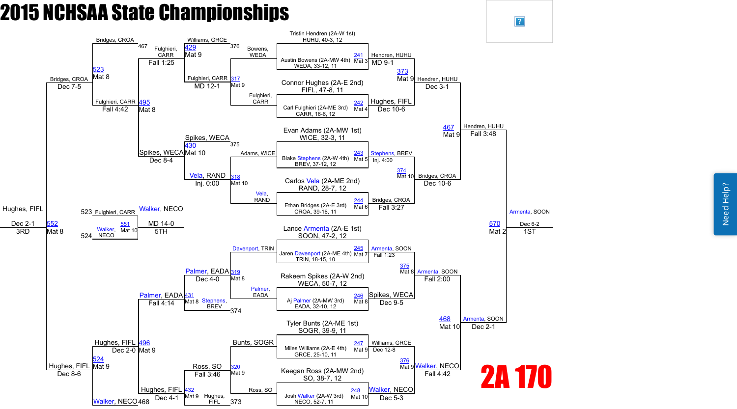# 2015 NCHSAA State Championships

## 2A 170

### Championship Bracket

| Seed / Wrestler |
|---|
| Tristin Hendren (2A-W 1st), HUHU, 40-3, 12 |
| Austin Bowens (2A-MW 4th), WEDA, 33-12, 11 |
| Connor Hughes (2A-E 2nd), FIFL, 47-8, 11 |
| Carl Fulghieri (2A-ME 3rd), CARR, 16-6, 12 |
| Evan Adams (2A-MW 1st), WICE, 32-3, 11 |
| Blake Stephens (2A-W 4th), BREV, 37-12, 12 |
| Carlos Vela (2A-ME 2nd), RAND, 28-7, 12 |
| Ethan Bridges (2A-E 3rd), CROA, 39-16, 11 |
| Lance Armenta (2A-E 1st), SOON, 47-2, 12 |
| Jaren Davenport (2A-ME 4th), TRIN, 18-15, 10 |
| Rakeem Spikes (2A-W 2nd), WECA, 50-7, 12 |
| Aj Palmer (2A-MW 3rd), EADA, 32-10, 12 |
| Tyler Bunts (2A-ME 1st), SOGR, 39-9, 11 |
| Miles Williams (2A-E 4th), GRCE, 25-10, 11 |
| Keegan Ross (2A-MW 2nd), SO, 38-7, 12 |
| Josh Walker (2A-W 3rd), NECO, 52-7, 11 |

| Round | Bout | Mat | Winner | Result |
|---|---|---|---|---|
| First Round | 241 | Mat 3 | Hendren, HUHU | MD 9-1 |
| First Round | 242 | Mat 4 | Hughes, FIFL | Dec 10-6 |
| First Round | 243 | Mat 5 | Stephens, BREV | Inj. 4:00 |
| First Round | 244 | Mat 6 | Bridges, CROA | Fall 3:27 |
| First Round | 245 | Mat 7 | Armenta, SOON | Fall 1:23 |
| First Round | 246 | Mat 8 | Spikes, WECA | Dec 9-5 |
| First Round | 247 | Mat 9 | Williams, GRCE | Dec 12-8 |
| First Round | 248 | Mat 10 | Walker, NECO | Dec 5-3 |
| Quarterfinals | 373 | Mat 9 | Hendren, HUHU | Dec 3-1 |
| Quarterfinals | 374 | Mat 10 | Bridges, CROA | Dec 10-6 |
| Quarterfinals | 375 | Mat 8 | Armenta, SOON | Fall 2:00 |
| Quarterfinals | 376 | Mat 9 | Walker, NECO | Fall 4:42 |
| Semifinals | 467 | Mat 9 | Hendren, HUHU | Fall 3:48 |
| Semifinals | 468 | Mat 10 | Armenta, SOON | Dec 2-1 |
| Final | 570 | Mat 2 | Armenta, SOON | Dec 6-2 (1ST) |

### Consolation Bracket

| Round | Bout | Mat | Wrestlers | Winner | Result |
|---|---|---|---|---|---|
| Consolation R1 | 317 | Mat 9 | Bowens, WEDA vs Fulghieri, CARR | Fulghieri, CARR | MD 12-1 |
| Consolation R1 | 318 | Mat 10 | Adams, WICE vs Vela, RAND | Vela, RAND | Inj. 0:00 |
| Consolation R1 | 319 | Mat 8 | Davenport, TRIN vs Palmer, EADA | Palmer, EADA | Dec 4-0 |
| Consolation R1 | 320 | Mat 9 | Bunts, SOGR vs Ross, SO | Ross, SO | Fall 3:46 |
| Consolation R2 | 429 | Mat 9 | Williams, GRCE (376) vs Fulghieri, CARR | Fulghieri, CARR | Fall 1:25 |
| Consolation R2 | 430 | Mat 10 | Spikes, WECA (375) vs Vela, RAND | Spikes, WECA | Dec 8-4 |
| Consolation R2 | 431 | Mat 8 | Palmer, EADA vs Stephens, BREV (374) | Palmer, EADA | Fall 4:14 |
| Consolation R2 | 432 | Mat 9 | Ross, SO vs Hughes, FIFL (373) | Hughes, FIFL | Dec 4-1 |
| Consolation Semifinals | 495 | Mat 8 | Bridges, CROA (467) vs Fulghieri, CARR vs Spikes, WECA | Fulghieri, CARR | Fall 4:42 |
| Consolation Semifinals | 496 | Mat 9 | Palmer, EADA vs Hughes, FIFL vs Walker, NECO (468) | Hughes, FIFL | Dec 2-0 |
| Consolation Finals | 523 | Mat 8 | Bridges, CROA vs Fulghieri, CARR | Bridges, CROA | Dec 7-5 |
| Consolation Finals | 524 | Mat 9 | Hughes, FIFL vs Walker, NECO | Hughes, FIFL | Dec 8-6 |
| 3rd Place | 552 | Mat 8 | Bridges, CROA vs Hughes, FIFL | Hughes, FIFL | Dec 2-1 (3RD) |
| 5th Place | 551 | Mat 10 | Fulghieri, CARR (523) vs Walker, NECO (524) | Walker, NECO | MD 14-0 (5TH) |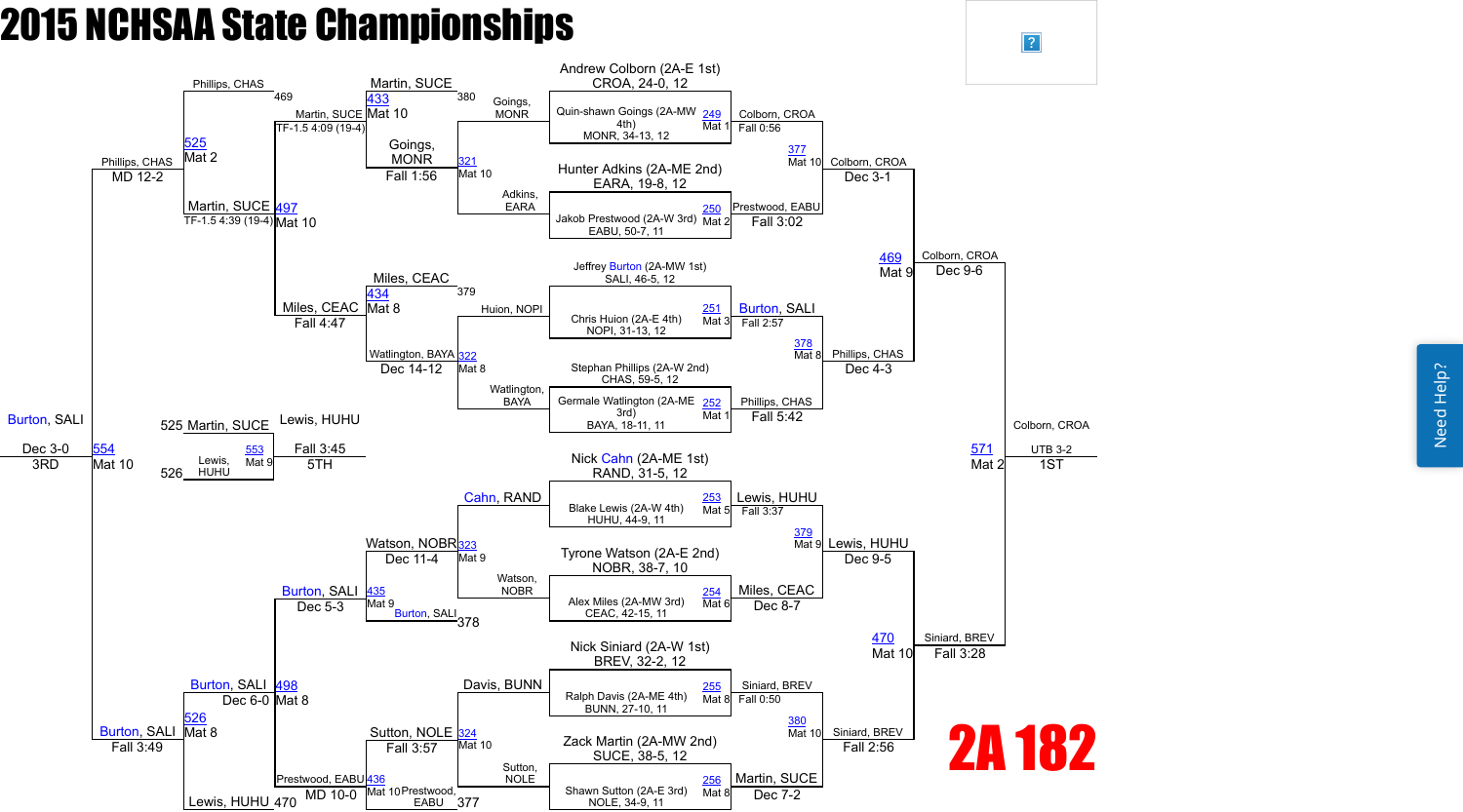# 2015 NCHSAA State Championships

## 2A 182

### Championship Bracket

**First Round**

| Bout | Mat | Wrestler | Wrestler | Winner | Result |
|---|---|---|---|---|---|
| 249 | Mat 1 | Andrew Colborn (2A-E 1st), CROA, 24-0, 12 | Quin-shawn Goings (2A-MW 4th), MONR, 34-13, 12 | Colborn, CROA | Fall 0:56 |
| 250 | Mat 2 | Hunter Adkins (2A-ME 2nd), EARA, 19-8, 12 | Jakob Prestwood (2A-W 3rd), EABU, 50-7, 11 | Prestwood, EABU | Fall 3:02 |
| 251 | Mat 3 | Jeffrey Burton (2A-MW 1st), SALI, 46-5, 12 | Chris Huion (2A-E 4th), NOPI, 31-13, 12 | Burton, SALI | Fall 2:57 |
| 252 | Mat 1 | Stephan Phillips (2A-W 2nd), CHAS, 59-5, 12 | Germale Watlington (2A-ME 3rd), BAYA, 18-11, 11 | Phillips, CHAS | Fall 5:42 |
| 253 | Mat 5 | Nick Cahn (2A-ME 1st), RAND, 31-5, 12 | Blake Lewis (2A-W 4th), HUHU, 44-9, 11 | Lewis, HUHU | Fall 3:37 |
| 254 | Mat 6 | Tyrone Watson (2A-E 2nd), NOBR, 38-7, 10 | Alex Miles (2A-MW 3rd), CEAC, 42-15, 11 | Miles, CEAC | Dec 8-7 |
| 255 | Mat 8 | Nick Siniard (2A-W 1st), BREV, 32-2, 12 | Ralph Davis (2A-ME 4th), BUNN, 27-10, 11 | Siniard, BREV | Fall 0:50 |
| 256 | Mat 8 | Zack Martin (2A-MW 2nd), SUCE, 38-5, 12 | Shawn Sutton (2A-E 3rd), NOLE, 34-9, 11 | Martin, SUCE | Dec 7-2 |

**Quarterfinals**

| Bout | Mat | Winner | Result |
|---|---|---|---|
| 377 | Mat 10 | Colborn, CROA | Dec 3-1 |
| 378 | Mat 8 | Phillips, CHAS | Dec 4-3 |
| 379 | Mat 9 | Lewis, HUHU | Dec 9-5 |
| 380 | Mat 10 | Siniard, BREV | Fall 2:56 |

**Semifinals**

| Bout | Mat | Winner | Result |
|---|---|---|---|
| 469 | Mat 9 | Colborn, CROA | Dec 9-6 |
| 470 | Mat 10 | Siniard, BREV | Fall 3:28 |

**Final**

| Bout | Mat | Winner | Result | Place |
|---|---|---|---|---|
| 571 | Mat 2 | Colborn, CROA | UTB 3-2 | 1ST |

### Consolation Bracket

**Consolation Round 1**

| Bout | Mat | Wrestlers | Winner | Result |
|---|---|---|---|---|
| 321 | Mat 10 | Goings, MONR vs. Adkins, EARA | Goings, MONR | Fall 1:56 |
| 322 | Mat 8 | Huion, NOPI vs. Watlington, BAYA | Watlington, BAYA | Dec 14-12 |
| 323 | Mat 9 | Cahn, RAND vs. Watson, NOBR | Watson, NOBR | Dec 11-4 |
| 324 | Mat 10 | Davis, BUNN vs. Sutton, NOLE | Sutton, NOLE | Fall 3:57 |

**Consolation Round 2**

| Bout | Mat | Wrestlers | Winner | Result |
|---|---|---|---|---|
| 433 | Mat 10 | Goings, MONR vs. 380 loser | Martin, SUCE | TF-1.5 4:09 (19-4) |
| 434 | Mat 8 | Watlington, BAYA vs. 379 loser | Miles, CEAC | Fall 4:47 |
| 435 | Mat 9 | Watson, NOBR vs. 378 loser (Burton, SALI) | Burton, SALI | Dec 5-3 |
| 436 | Mat 10 | Sutton, NOLE vs. 377 loser (Prestwood, EABU) | Prestwood, EABU | MD 10-0 |

**Consolation Semifinals**

| Bout | Mat | Wrestlers | Winner | Result |
|---|---|---|---|---|
| 497 | Mat 10 | Martin, SUCE vs. Miles, CEAC; 469 loser: Phillips, CHAS | Martin, SUCE | TF-1.5 4:39 (19-4) |
| 498 | Mat 8 | Burton, SALI vs. Prestwood, EABU; 470 loser: Lewis, HUHU | Burton, SALI | Dec 6-0 |

**Consolation Finals**

| Bout | Mat | Wrestlers | Winner | Result |
|---|---|---|---|---|
| 525 | Mat 2 | Phillips, CHAS vs. Martin, SUCE | Phillips, CHAS | MD 12-2 |
| 526 | Mat 8 | Burton, SALI vs. Lewis, HUHU | Burton, SALI | Fall 3:49 |

**3rd Place**

| Bout | Mat | Wrestlers | Winner | Result | Place |
|---|---|---|---|---|---|
| 554 | Mat 10 | Phillips, CHAS vs. Burton, SALI | Burton, SALI | Dec 3-0 | 3RD |

**5th Place**

| Bout | Mat | Wrestlers | Winner | Result | Place |
|---|---|---|---|---|---|
| 553 | Mat 9 | 525 loser: Martin, SUCE vs. 526 loser: Lewis, HUHU | Lewis, HUHU | Fall 3:45 | 5TH |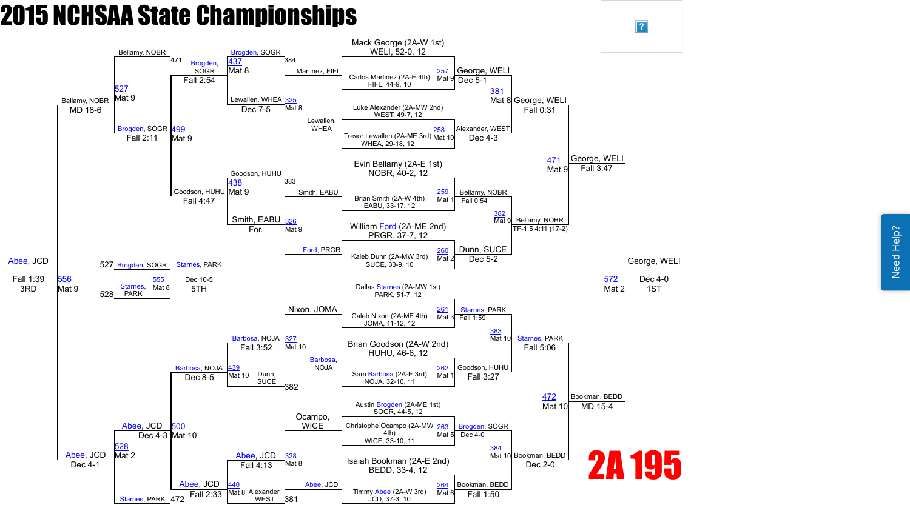# 2015 NCHSAA State Championships

## 2A 195

### Championship Bracket

**First Round**

| Bout | Mat | Wrestler 1 | Wrestler 2 | Winner | Result |
|---|---|---|---|---|---|
| 257 | Mat 9 | Mack George (2A-W 1st) WELI, 52-0, 12 | Carlos Martinez (2A-E 4th) FIFL, 44-9, 10 | George, WELI | Dec 5-1 |
| 258 | Mat 10 | Luke Alexander (2A-MW 2nd) WEST, 49-7, 12 | Trevor Lewallen (2A-ME 3rd) WHEA, 29-18, 12 | Alexander, WEST | Dec 4-3 |
| 259 | Mat 1 | Evin Bellamy (2A-E 1st) NOBR, 40-2, 12 | Brian Smith (2A-W 4th) EABU, 33-17, 12 | Bellamy, NOBR | Fall 0:54 |
| 260 | Mat 2 | William Ford (2A-ME 2nd) PRGR, 37-7, 12 | Kaleb Dunn (2A-MW 3rd) SUCE, 33-9, 10 | Dunn, SUCE | Dec 5-2 |
| 261 | Mat 3 | Dallas Starnes (2A-MW 1st) PARK, 51-7, 12 | Caleb Nixon (2A-ME 4th) JOMA, 11-12, 12 | Starnes, PARK | Fall 1:59 |
| 262 | Mat 1 | Brian Goodson (2A-W 2nd) HUHU, 46-6, 12 | Sam Barbosa (2A-E 3rd) NOJA, 32-10, 11 | Goodson, HUHU | Fall 3:27 |
| 263 | Mat 5 | Austin Brogden (2A-ME 1st) SOGR, 44-5, 12 | Christophe Ocampo (2A-MW 4th) WICE, 33-10, 11 | Brogden, SOGR | Dec 4-0 |
| 264 | Mat 6 | Isaiah Bookman (2A-E 2nd) BEDD, 33-4, 12 | Timmy Abee (2A-W 3rd) JCD, 37-3, 10 | Bookman, BEDD | Fall 1:50 |

**Quarterfinals**

| Bout | Mat | Wrestlers | Winner | Result |
|---|---|---|---|---|
| 381 | Mat 8 | George, WELI vs. Alexander, WEST | George, WELI | Fall 0:31 |
| 382 | Mat 9 | Bellamy, NOBR vs. Dunn, SUCE | Bellamy, NOBR | TF-1.5 4:11 (17-2) |
| 383 | Mat 10 | Starnes, PARK vs. Goodson, HUHU | Starnes, PARK | Fall 5:06 |
| 384 | Mat 10 | Brogden, SOGR vs. Bookman, BEDD | Bookman, BEDD | Dec 2-0 |

**Semifinals**

| Bout | Mat | Wrestlers | Winner | Result |
|---|---|---|---|---|
| 471 | Mat 9 | George, WELI vs. Bellamy, NOBR | George, WELI | Fall 3:47 |
| 472 | Mat 10 | Starnes, PARK vs. Bookman, BEDD | Bookman, BEDD | MD 15-4 |

**Final**

| Bout | Mat | Wrestlers | Winner | Result |
|---|---|---|---|---|
| 572 | Mat 2 | George, WELI vs. Bookman, BEDD | George, WELI | Dec 4-0 — 1ST |

### Consolation Bracket

| Bout | Mat | Wrestlers | Winner | Result |
|---|---|---|---|---|
| 325 | Mat 8 | Martinez, FIFL vs. Lewallen, WHEA | Lewallen, WHEA | Dec 7-5 |
| 326 | Mat 9 | Smith, EABU vs. Ford, PRGR | Smith, EABU | For. |
| 327 | Mat 10 | Nixon, JOMA vs. Barbosa, NOJA | Barbosa, NOJA | Fall 3:52 |
| 328 | Mat 8 | Ocampo, WICE vs. Abee, JCD | Abee, JCD | Fall 4:13 |
| 437 | Mat 8 | Brogden, SOGR (384) vs. Lewallen, WHEA | Brogden, SOGR | Fall 2:54 |
| 438 | Mat 9 | Goodson, HUHU (383) vs. Smith, EABU | Goodson, HUHU | Fall 4:47 |
| 439 | Mat 10 | Barbosa, NOJA vs. Dunn, SUCE (382) | Barbosa, NOJA | Dec 8-5 |
| 440 | Mat 8 | Abee, JCD vs. Alexander, WEST (381) | Abee, JCD | Fall 2:33 |
| 499 | Mat 9 | Brogden, SOGR vs. Goodson, HUHU | Brogden, SOGR | Fall 2:11 |
| 500 | Mat 10 | Barbosa, NOJA vs. Abee, JCD | Abee, JCD | Dec 4-3 |
| 527 | Mat 9 | Bellamy, NOBR (471) vs. Brogden, SOGR | Bellamy, NOBR | MD 18-6 |
| 528 | Mat 2 | Abee, JCD vs. Starnes, PARK (472) | Abee, JCD | Dec 4-1 |
| 556 | Mat 9 | Bellamy, NOBR vs. Abee, JCD | Abee, JCD | Fall 1:39 — 3RD |
| 555 | Mat 8 | Brogden, SOGR (527) vs. Starnes, PARK (528) | Starnes, PARK | Dec 10-5 — 5TH |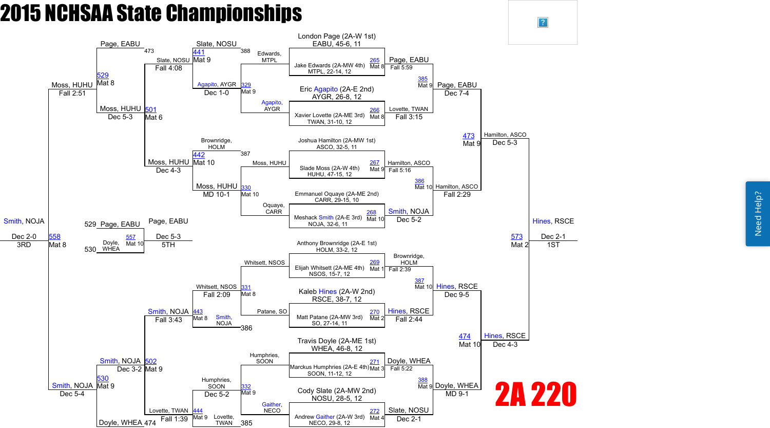# 2015 NCHSAA State Championships

## 2A 220

### Championship Bracket

| Match | Bout # | Wrestler 1 | Wrestler 2 | Winner | Result |
|---|---|---|---|---|---|
| Mat 8 | 265 | London Page (2A-W 1st) EABU, 45-6, 11 | Jake Edwards (2A-MW 4th) MTPL, 22-14, 12 | Page, EABU | Fall 5:59 |
| Mat 8 | 266 | Eric Agapito (2A-E 2nd) AYGR, 26-8, 12 | Xavier Lovette (2A-ME 3rd) TWAN, 31-10, 12 | Lovette, TWAN | Fall 3:15 |
| Mat 9 | 267 | Joshua Hamilton (2A-MW 1st) ASCO, 32-5, 11 | Slade Moss (2A-W 4th) HUHU, 47-15, 12 | Hamilton, ASCO | Fall 5:16 |
| Mat 10 | 268 | Emmanuel Oquaye (2A-ME 2nd) CARR, 29-15, 10 | Meshack Smith (2A-E 3rd) NOJA, 32-6, 11 | Smith, NOJA | Dec 5-2 |
| Mat 1 | 269 | Anthony Brownridge (2A-E 1st) HOLM, 33-2, 12 | Elijah Whitsett (2A-ME 4th) NSOS, 15-7, 12 | Brownridge, HOLM | Fall 2:39 |
| Mat 2 | 270 | Kaleb Hines (2A-W 2nd) RSCE, 38-7, 12 | Matt Patane (2A-MW 3rd) SO, 27-14, 11 | Hines, RSCE | Fall 2:44 |
| Mat 3 | 271 | Travis Doyle (2A-ME 1st) WHEA, 46-8, 12 | Marckus Humphries (2A-E 4th) SOON, 11-12, 12 | Doyle, WHEA | Fall 5:22 |
| Mat 4 | 272 | Cody Slate (2A-MW 2nd) NOSU, 28-5, 12 | Andrew Gaither (2A-W 3rd) NECO, 29-8, 12 | Slate, NOSU | Dec 2-1 |
| Mat 9 | 385 | Page, EABU | Lovette, TWAN | Page, EABU | Dec 7-4 |
| Mat 10 | 386 | Hamilton, ASCO | Smith, NOJA | Hamilton, ASCO | Fall 2:29 |
| Mat 10 | 387 | Brownridge, HOLM | Hines, RSCE | Hines, RSCE | Dec 9-5 |
| Mat 9 | 388 | Doyle, WHEA | Slate, NOSU | Doyle, WHEA | MD 9-1 |
| Mat 9 | 473 | Page, EABU | Hamilton, ASCO | Hamilton, ASCO | Dec 5-3 |
| Mat 10 | 474 | Hines, RSCE | Doyle, WHEA | Hines, RSCE | Dec 4-3 |
| Mat 2 | 573 | Hamilton, ASCO | Hines, RSCE | Hines, RSCE | Dec 2-1 (1ST) |

### Consolation Bracket

| Match | Bout # | Wrestler 1 | Wrestler 2 | Winner | Result |
|---|---|---|---|---|---|
| Mat 9 | 329 | Edwards, MTPL | Agapito, AYGR | Agapito, AYGR | Dec 1-0 |
| Mat 10 | 330 | Brownridge, HOLM (387) | Oquaye, CARR | Moss, HUHU | MD 10-1 |
| Mat 8 | 331 | Whitsett, NSOS | Patane, SO | Whitsett, NSOS | Fall 2:09 |
| Mat 9 | 332 | Humphries, SOON | Gaither, NECO | Humphries, SOON | Dec 5-2 |
| Mat 9 | 441 | Slate, NOSU (388) | Agapito, AYGR | Slate, NOSU | Fall 4:08 |
| Mat 10 | 442 | Brownridge, HOLM (387) | Moss, HUHU | Moss, HUHU | Dec 4-3 |
| Mat 8 | 443 | Whitsett, NSOS | Smith, NOJA (386) | Smith, NOJA | Fall 3:43 |
| Mat 9 | 444 | Humphries, SOON | Lovette, TWAN (385) | Lovette, TWAN | Fall 1:39 |
| Mat 6 | 501 | Page, EABU (473) | Moss, HUHU | Moss, HUHU | Dec 5-3 |
| Mat 9 | 502 | Smith, NOJA | Doyle, WHEA (474) | Smith, NOJA | Dec 3-2 |
| Mat 8 | 529 | Page, EABU | Moss, HUHU | Moss, HUHU | Fall 2:51 |
| Mat 9 | 530 | Smith, NOJA | Doyle, WHEA | Smith, NOJA | Dec 5-4 |
| Mat 8 | 558 | Moss, HUHU | Smith, NOJA | Smith, NOJA | Dec 2-0 (3RD) |
| Mat 10 | 557 | Page, EABU (529) | Doyle, WHEA (530) | Page, EABU | Dec 5-3 (5TH) |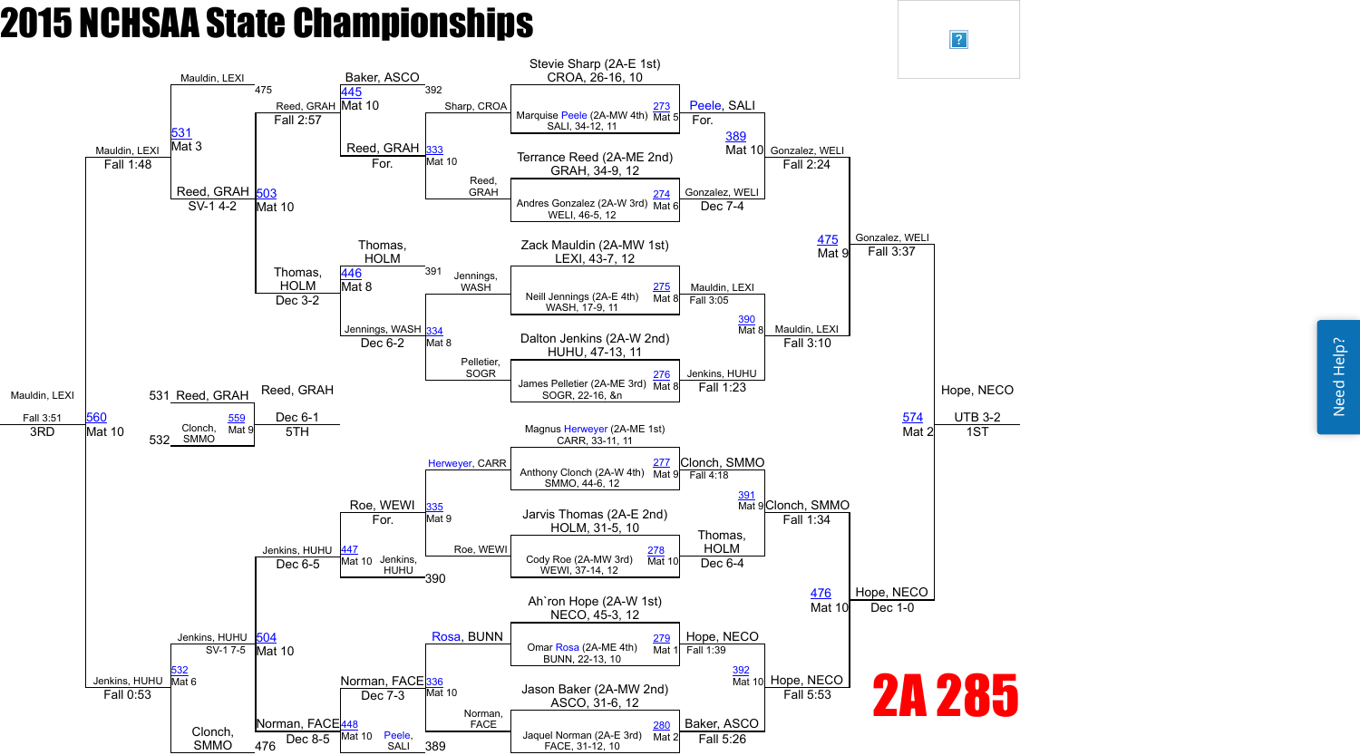# 2015 NCHSAA State Championships

## 2A 285

### Championship Bracket

**First Round**

- Stevie Sharp (2A-E 1st) CROA, 26-16, 10 vs. Marquise Peele (2A-MW 4th) SALI, 34-12, 11 — 273 Mat 5 — Peele, SALI For.
- Terrance Reed (2A-ME 2nd) GRAH, 34-9, 12 vs. Andres Gonzalez (2A-W 3rd) WELI, 46-5, 12 — 274 Mat 6 — Gonzalez, WELI Dec 7-4
- Zack Mauldin (2A-MW 1st) LEXI, 43-7, 12 vs. Neill Jennings (2A-E 4th) WASH, 17-9, 11 — 275 Mat 8 — Mauldin, LEXI Fall 3:05
- Dalton Jenkins (2A-W 2nd) HUHU, 47-13, 11 vs. James Pelletier (2A-ME 3rd) SOGR, 22-16, &n — 276 Mat 8 — Jenkins, HUHU Fall 1:23
- Magnus Herweyer (2A-ME 1st) CARR, 33-11, 11 vs. Anthony Clonch (2A-W 4th) SMMO, 44-6, 12 — 277 Mat 9 — Clonch, SMMO Fall 4:18
- Jarvis Thomas (2A-E 2nd) HOLM, 31-5, 10 vs. Cody Roe (2A-MW 3rd) WEWI, 37-14, 12 — 278 Mat 10 — Thomas, HOLM Dec 6-4
- Ah`ron Hope (2A-W 1st) NECO, 45-3, 12 vs. Omar Rosa (2A-ME 4th) BUNN, 22-13, 10 — 279 Mat 1 — Hope, NECO Fall 1:39
- Jason Baker (2A-MW 2nd) ASCO, 31-6, 12 vs. Jaquel Norman (2A-E 3rd) FACE, 31-12, 10 — 280 Mat 2 — Baker, ASCO Fall 5:26

**Quarterfinals**

- 389 Mat 10 — Gonzalez, WELI Fall 2:24
- 390 Mat 8 — Mauldin, LEXI Fall 3:10
- 391 Mat 9 — Clonch, SMMO Fall 1:34
- 392 Mat 10 — Hope, NECO Fall 5:53

**Semifinals**

- 475 Mat 9 — Gonzalez, WELI Fall 3:37
- 476 Mat 10 — Hope, NECO Dec 1-0

**Final**

- 574 Mat 2 — Hope, NECO UTB 3-2 — 1ST

### Consolation Bracket

**Consolation First Round**

- Sharp, CROA vs. Reed, GRAH — 333 Mat 10 — Reed, GRAH For.
- Jennings, WASH vs. Pelletier, SOGR — 334 Mat 8 — Jennings, WASH Dec 6-2
- Herweyer, CARR vs. Roe, WEWI — 335 Mat 9 — Roe, WEWI For.
- Rosa, BUNN vs. Norman, FACE — 336 Mat 10 — Norman, FACE Dec 7-3

**Consolation Second Round**

- Baker, ASCO (392) vs. Reed, GRAH — 445 Mat 10 — Reed, GRAH Fall 2:57
- Thomas, HOLM (391) vs. Jennings, WASH — 446 Mat 8 — Thomas, HOLM Dec 3-2
- Jenkins, HUHU (390) vs. Roe, WEWI — 447 Mat 10 — Jenkins, HUHU Dec 6-5
- Peele, SALI (389) vs. Norman, FACE — 448 Mat 10 — Norman, FACE Dec 8-5

**Consolation Quarterfinals**

- Reed, GRAH vs. Thomas, HOLM — 503 Mat 10 — Reed, GRAH SV-1 4-2
- Jenkins, HUHU vs. Norman, FACE — 504 Mat 10 — Jenkins, HUHU SV-1 7-5

**Consolation Semifinals**

- Mauldin, LEXI (475) vs. Reed, GRAH — 531 Mat 3 — Mauldin, LEXI Fall 1:48
- Jenkins, HUHU vs. Clonch, SMMO (476) — 532 Mat 6 — Jenkins, HUHU Fall 0:53

**3rd Place**

- 560 Mat 10 — Mauldin, LEXI Fall 3:51 — 3RD

**5th Place**

- 531 Reed, GRAH vs. 532 Clonch, SMMO — 559 Mat 9 — Reed, GRAH Dec 6-1 — 5TH